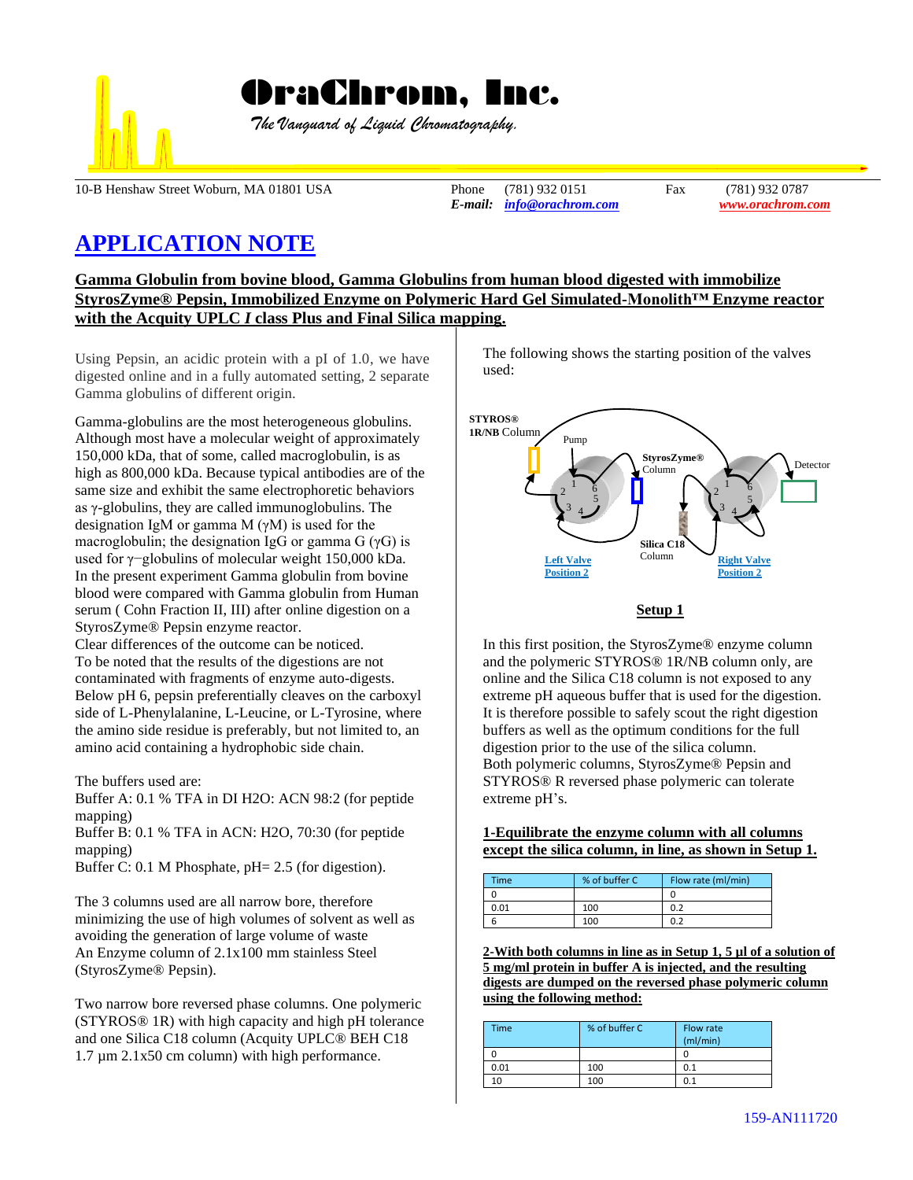# OraChrom, Inc.

*The Vanguard of Liquid Chromatography.*

10-B Henshaw Street Woburn, MA 01801 USA — Phone (781) 932 0151 — Fax (781) 932 0787
*E-mail:* *info@orachrom.com* — *www.orachrom.com*

## APPLICATION NOTE

### Gamma Globulin from bovine blood, Gamma Globulins from human blood digested with immobilize StyrosZyme® Pepsin, Immobilized Enzyme on Polymeric Hard Gel Simulated-Monolith™ Enzyme reactor with the Acquity UPLC *I* class Plus and Final Silica mapping.

Using Pepsin, an acidic protein with a pI of 1.0, we have digested online and in a fully automated setting, 2 separate Gamma globulins of different origin.

Gamma-globulins are the most heterogeneous globulins. Although most have a molecular weight of approximately 150,000 kDa, that of some, called macroglobulin, is as high as 800,000 kDa. Because typical antibodies are of the same size and exhibit the same electrophoretic behaviors as γ-globulins, they are called immunoglobulins. The designation IgM or gamma M (γM) is used for the macroglobulin; the designation IgG or gamma G (γG) is used for γ−globulins of molecular weight 150,000 kDa. In the present experiment Gamma globulin from bovine blood were compared with Gamma globulin from Human serum ( Cohn Fraction II, III) after online digestion on a StyrosZyme® Pepsin enzyme reactor.
Clear differences of the outcome can be noticed.
To be noted that the results of the digestions are not contaminated with fragments of enzyme auto-digests.
Below pH 6, pepsin preferentially cleaves on the carboxyl side of L-Phenylalanine, L-Leucine, or L-Tyrosine, where the amino side residue is preferably, but not limited to, an amino acid containing a hydrophobic side chain.

The buffers used are:
Buffer A: 0.1 % TFA in DI H2O: ACN 98:2 (for peptide mapping)
Buffer B: 0.1 % TFA in ACN: H2O, 70:30 (for peptide mapping)
Buffer C: 0.1 M Phosphate, pH= 2.5 (for digestion).

The 3 columns used are all narrow bore, therefore minimizing the use of high volumes of solvent as well as avoiding the generation of large volume of waste
An Enzyme column of 2.1x100 mm stainless Steel (StyrosZyme® Pepsin).

Two narrow bore reversed phase columns. One polymeric (STYROS® 1R) with high capacity and high pH tolerance and one Silica C18 column (Acquity UPLC® BEH C18 1.7 µm 2.1x50 cm column) with high performance.

The following shows the starting position of the valves used:

STYROS® 1R/NB Column — Pump — StyrosZyme® Column — Detector — Silica C18 Column — Left Valve Position 2 — Right Valve Position 2

**Setup 1**

In this first position, the StyrosZyme® enzyme column and the polymeric STYROS® 1R/NB column only, are online and the Silica C18 column is not exposed to any extreme pH aqueous buffer that is used for the digestion. It is therefore possible to safely scout the right digestion buffers as well as the optimum conditions for the full digestion prior to the use of the silica column.
Both polymeric columns, StyrosZyme® Pepsin and STYROS® R reversed phase polymeric can tolerate extreme pH's.

**1-Equilibrate the enzyme column with all columns except the silica column, in line, as shown in Setup 1.**

| Time | % of buffer C | Flow rate (ml/min) |
|---|---|---|
| 0 | | 0 |
| 0.01 | 100 | 0.2 |
| 6 | 100 | 0.2 |

**2-With both columns in line as in Setup 1, 5 µl of a solution of 5 mg/ml protein in buffer A is injected, and the resulting digests are dumped on the reversed phase polymeric column using the following method:**

| Time | % of buffer C | Flow rate (ml/min) |
|---|---|---|
| 0 | | 0 |
| 0.01 | 100 | 0.1 |
| 10 | 100 | 0.1 |

159-AN111720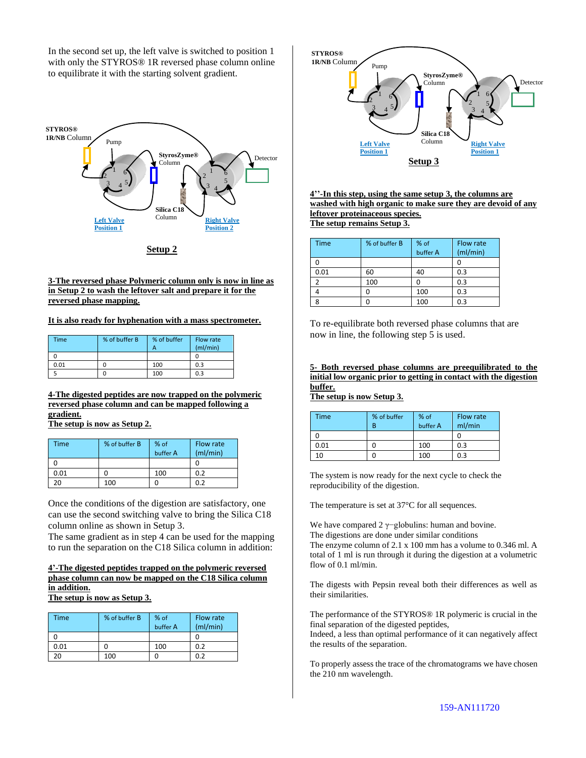In the second set up, the left valve is switched to position 1 with only the STYROS® 1R reversed phase column online to equilibrate it with the starting solvent gradient.

**Setup 2**

**3-The reversed phase Polymeric column only is now in line as in Setup 2 to wash the leftover salt and prepare it for the reversed phase mapping.**

**It is also ready for hyphenation with a mass spectrometer.**

| Time | % of buffer B | % of buffer A | Flow rate (ml/min) |
|---|---|---|---|
| 0 | | | 0 |
| 0.01 | 0 | 100 | 0.3 |
| 5 | 0 | 100 | 0.3 |

**4-The digested peptides are now trapped on the polymeric reversed phase column and can be mapped following a gradient.**
**The setup is now as Setup 2.**

| Time | % of buffer B | % of buffer A | Flow rate (ml/min) |
|---|---|---|---|
| 0 | | | 0 |
| 0.01 | 0 | 100 | 0.2 |
| 20 | 100 | 0 | 0.2 |

Once the conditions of the digestion are satisfactory, one can use the second switching valve to bring the Silica C18 column online as shown in Setup 3.
The same gradient as in step 4 can be used for the mapping to run the separation on the C18 Silica column in addition:

**4'-The digested peptides trapped on the polymeric reversed phase column can now be mapped on the C18 Silica column in addition.**
**The setup is now as Setup 3.**

| Time | % of buffer B | % of buffer A | Flow rate (ml/min) |
|---|---|---|---|
| 0 | | | 0 |
| 0.01 | 0 | 100 | 0.2 |
| 20 | 100 | 0 | 0.2 |

**Setup 3**

**4''-In this step, using the same setup 3, the columns are washed with high organic to make sure they are devoid of any leftover proteinaceous species.**
**The setup remains Setup 3.**

| Time | % of buffer B | % of buffer A | Flow rate (ml/min) |
|---|---|---|---|
| 0 | | | 0 |
| 0.01 | 60 | 40 | 0.3 |
| 2 | 100 | 0 | 0.3 |
| 4 | 0 | 100 | 0.3 |
| 8 | 0 | 100 | 0.3 |

To re-equilibrate both reversed phase columns that are now in line, the following step 5 is used.

**5- Both reversed phase columns are preequilibrated to the initial low organic prior to getting in contact with the digestion buffer.**
**The setup is now Setup 3.**

| Time | % of buffer B | % of buffer A | Flow rate ml/min |
|---|---|---|---|
| 0 | | | 0 |
| 0.01 | 0 | 100 | 0.3 |
| 10 | 0 | 100 | 0.3 |

The system is now ready for the next cycle to check the reproducibility of the digestion.

The temperature is set at 37°C for all sequences.

We have compared 2 $\gamma$–globulins: human and bovine.
The digestions are done under similar conditions
The enzyme column of 2.1 x 100 mm has a volume to 0.346 ml. A total of 1 ml is run through it during the digestion at a volumetric flow of 0.1 ml/min.

The digests with Pepsin reveal both their differences as well as their similarities.

The performance of the STYROS® 1R polymeric is crucial in the final separation of the digested peptides,
Indeed, a less than optimal performance of it can negatively affect the results of the separation.

To properly assess the trace of the chromatograms we have chosen the 210 nm wavelength.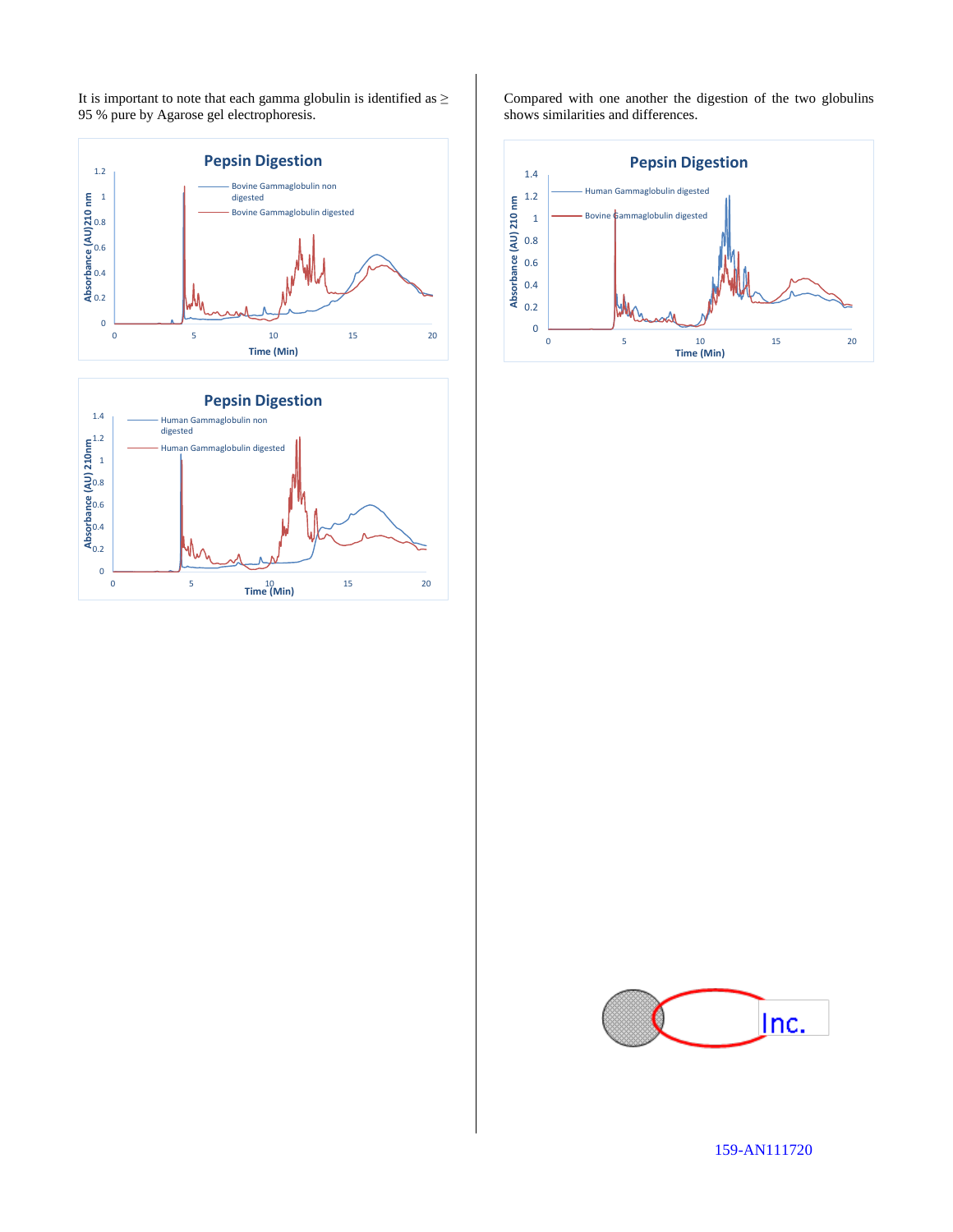It is important to note that each gamma globulin is identified as ≥ 95 % pure by Agarose gel electrophoresis.

Pepsin Digestion

Bovine Gammaglobulin non digested

Bovine Gammaglobulin digested

Absorbance (AU)210 nm

1.2
1
0.8
0.6
0.4
0.2
0

0
5
10
15
20

Time (Min)

Pepsin Digestion

Human Gammaglobulin non digested

Human Gammaglobulin digested

Absorbance (AU) 210nm

1.4
1.2
1
0.8
0.6
0.4
0.2
0

0
5
10
15
20

Time (Min)

Compared with one another the digestion of the two globulins shows similarities and differences.

Pepsin Digestion

Human Gammaglobulin digested

Bovine Gammaglobulin digested

Absorbance (AU) 210 nm

1.4
1.2
1
0.8
0.6
0.4
0.2
0

0
5
10
15
20

Time (Min)

Inc.

159-AN111720